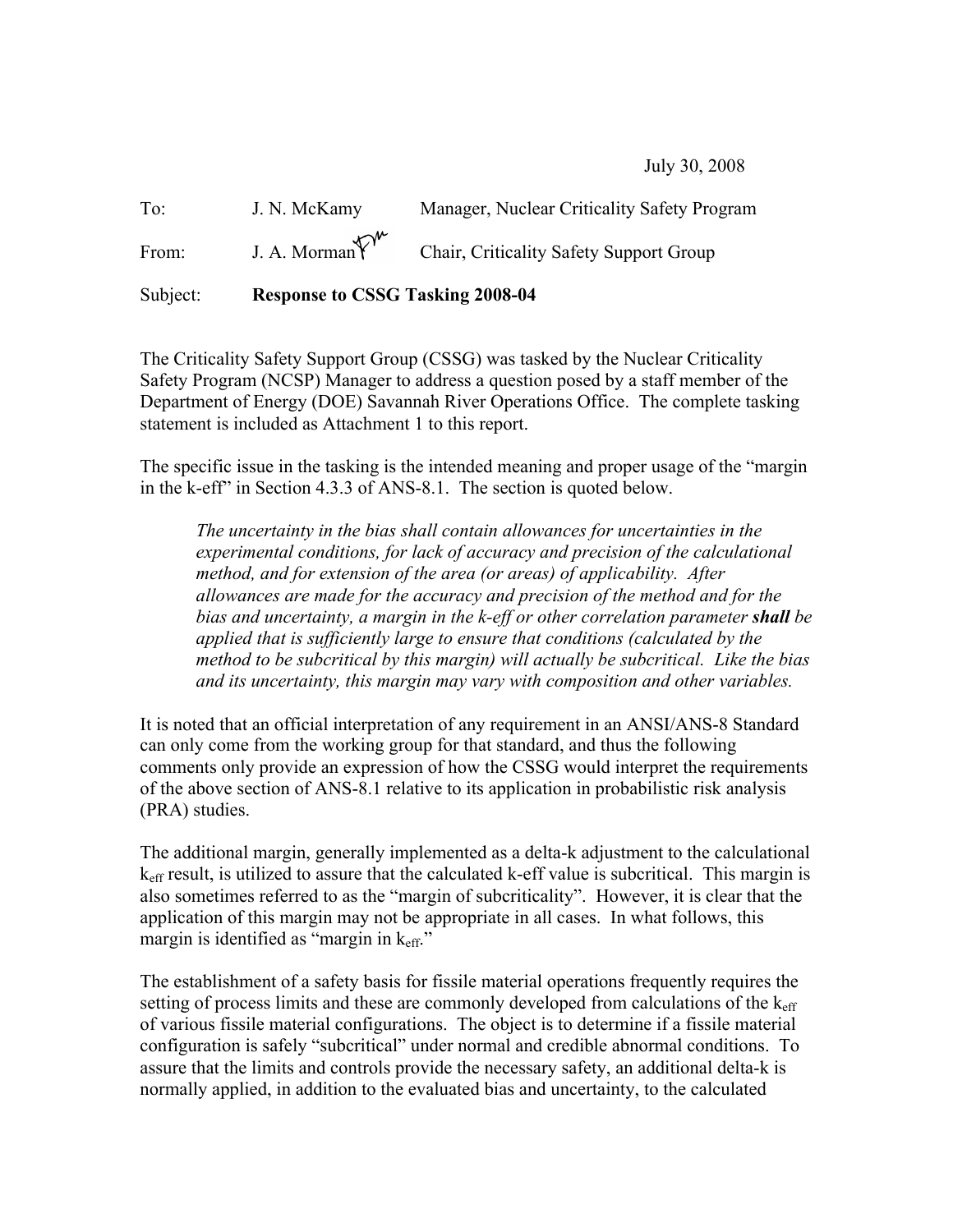July 30, 2008

To: J. N. McKamy Manager, Nuclear Criticality Safety Program

From: J. A. Morman Chair, Criticality Safety Support Group

Subject: **Response to CSSG Tasking 2008-04**

The Criticality Safety Support Group (CSSG) was tasked by the Nuclear Criticality Safety Program (NCSP) Manager to address a question posed by a staff member of the Department of Energy (DOE) Savannah River Operations Office. The complete tasking statement is included as Attachment 1 to this report.

The specific issue in the tasking is the intended meaning and proper usage of the "margin in the k-eff" in Section 4.3.3 of ANS-8.1. The section is quoted below.

> *The uncertainty in the bias shall contain allowances for uncertainties in the experimental conditions, for lack of accuracy and precision of the calculational method, and for extension of the area (or areas) of applicability. After allowances are made for the accuracy and precision of the method and for the bias and uncertainty, a margin in the k-eff or other correlation parameter* ***shall*** *be applied that is sufficiently large to ensure that conditions (calculated by the method to be subcritical by this margin) will actually be subcritical. Like the bias and its uncertainty, this margin may vary with composition and other variables.*

It is noted that an official interpretation of any requirement in an ANSI/ANS-8 Standard can only come from the working group for that standard, and thus the following comments only provide an expression of how the CSSG would interpret the requirements of the above section of ANS-8.1 relative to its application in probabilistic risk analysis (PRA) studies.

The additional margin, generally implemented as a delta-k adjustment to the calculational $k_{eff}$ result, is utilized to assure that the calculated k-eff value is subcritical. This margin is also sometimes referred to as the "margin of subcriticality". However, it is clear that the application of this margin may not be appropriate in all cases. In what follows, this margin is identified as "margin in $k_{eff}$."

The establishment of a safety basis for fissile material operations frequently requires the setting of process limits and these are commonly developed from calculations of the $k_{eff}$ of various fissile material configurations. The object is to determine if a fissile material configuration is safely "subcritical" under normal and credible abnormal conditions. To assure that the limits and controls provide the necessary safety, an additional delta-k is normally applied, in addition to the evaluated bias and uncertainty, to the calculated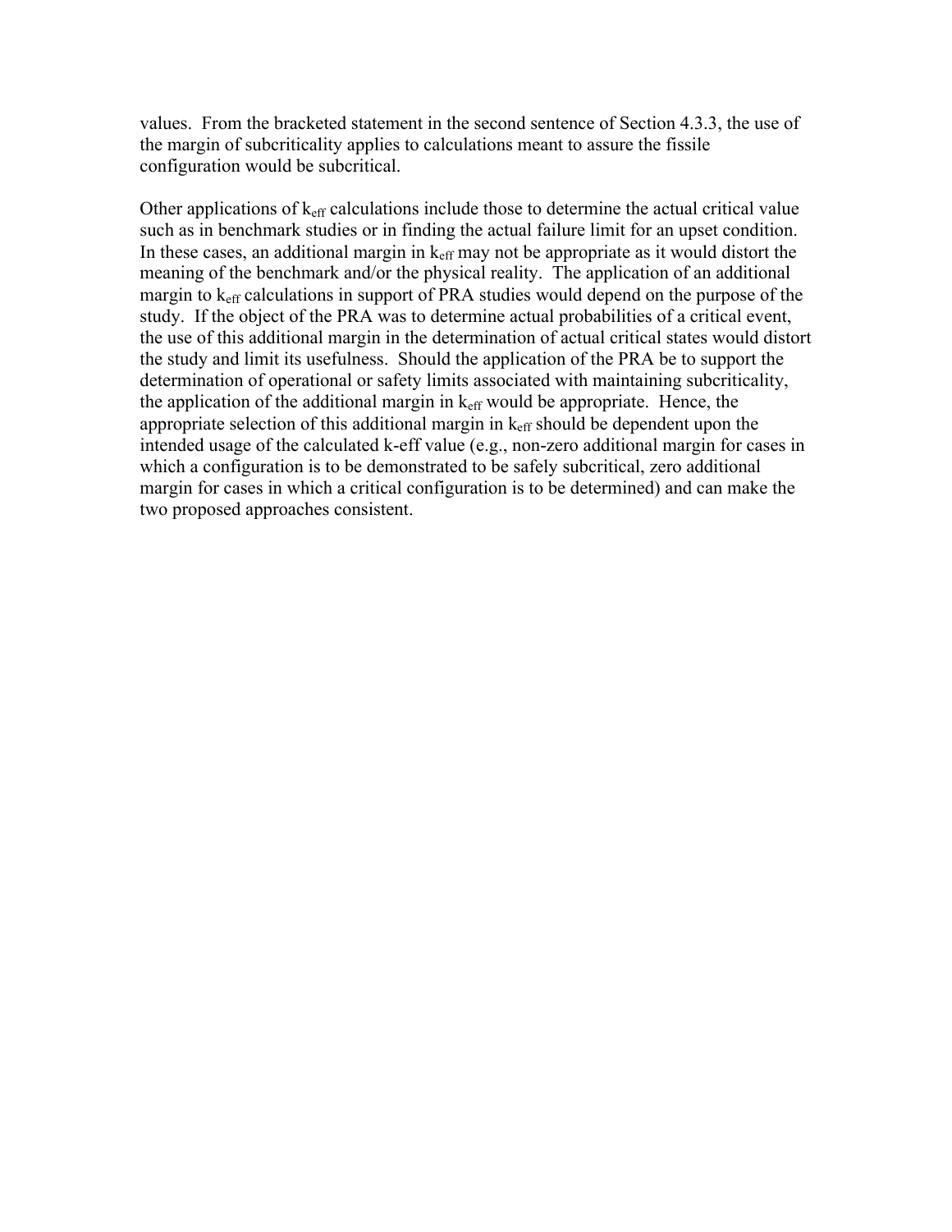values. From the bracketed statement in the second sentence of Section 4.3.3, the use of the margin of subcriticality applies to calculations meant to assure the fissile configuration would be subcritical.

Other applications of $k_{eff}$ calculations include those to determine the actual critical value such as in benchmark studies or in finding the actual failure limit for an upset condition. In these cases, an additional margin in $k_{eff}$ may not be appropriate as it would distort the meaning of the benchmark and/or the physical reality. The application of an additional margin to $k_{eff}$ calculations in support of PRA studies would depend on the purpose of the study. If the object of the PRA was to determine actual probabilities of a critical event, the use of this additional margin in the determination of actual critical states would distort the study and limit its usefulness. Should the application of the PRA be to support the determination of operational or safety limits associated with maintaining subcriticality, the application of the additional margin in $k_{eff}$ would be appropriate. Hence, the appropriate selection of this additional margin in $k_{eff}$ should be dependent upon the intended usage of the calculated k-eff value (e.g., non-zero additional margin for cases in which a configuration is to be demonstrated to be safely subcritical, zero additional margin for cases in which a critical configuration is to be determined) and can make the two proposed approaches consistent.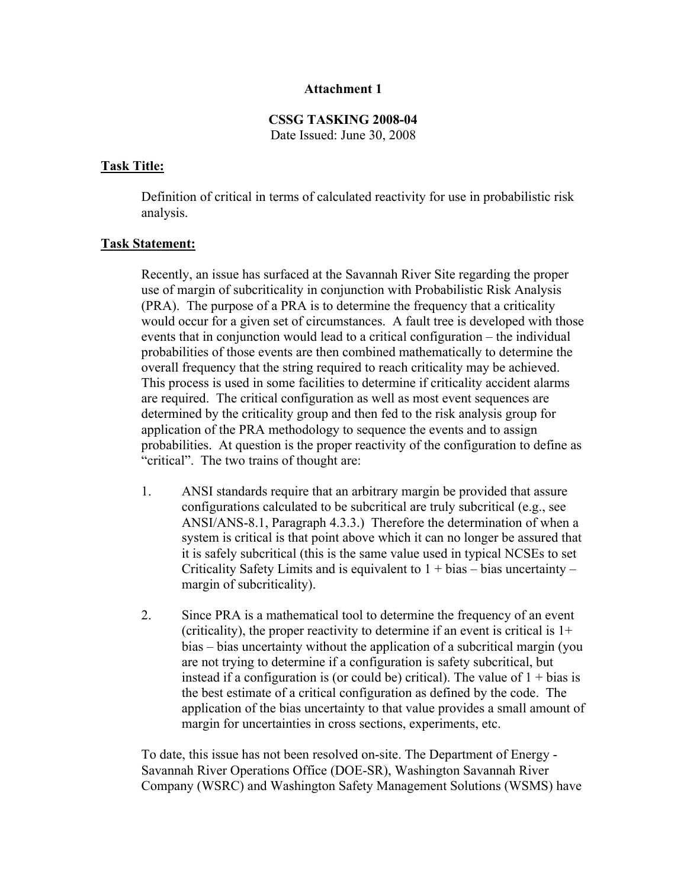**Attachment 1**

**CSSG TASKING 2008-04**
Date Issued: June 30, 2008

**Task Title:**

Definition of critical in terms of calculated reactivity for use in probabilistic risk analysis.

**Task Statement:**

Recently, an issue has surfaced at the Savannah River Site regarding the proper use of margin of subcriticality in conjunction with Probabilistic Risk Analysis (PRA). The purpose of a PRA is to determine the frequency that a criticality would occur for a given set of circumstances. A fault tree is developed with those events that in conjunction would lead to a critical configuration – the individual probabilities of those events are then combined mathematically to determine the overall frequency that the string required to reach criticality may be achieved. This process is used in some facilities to determine if criticality accident alarms are required. The critical configuration as well as most event sequences are determined by the criticality group and then fed to the risk analysis group for application of the PRA methodology to sequence the events and to assign probabilities. At question is the proper reactivity of the configuration to define as "critical". The two trains of thought are:

1. ANSI standards require that an arbitrary margin be provided that assure configurations calculated to be subcritical are truly subcritical (e.g., see ANSI/ANS-8.1, Paragraph 4.3.3.) Therefore the determination of when a system is critical is that point above which it can no longer be assured that it is safely subcritical (this is the same value used in typical NCSEs to set Criticality Safety Limits and is equivalent to 1 + bias – bias uncertainty – margin of subcriticality).

2. Since PRA is a mathematical tool to determine the frequency of an event (criticality), the proper reactivity to determine if an event is critical is 1+ bias – bias uncertainty without the application of a subcritical margin (you are not trying to determine if a configuration is safety subcritical, but instead if a configuration is (or could be) critical). The value of 1 + bias is the best estimate of a critical configuration as defined by the code. The application of the bias uncertainty to that value provides a small amount of margin for uncertainties in cross sections, experiments, etc.

To date, this issue has not been resolved on-site. The Department of Energy - Savannah River Operations Office (DOE-SR), Washington Savannah River Company (WSRC) and Washington Safety Management Solutions (WSMS) have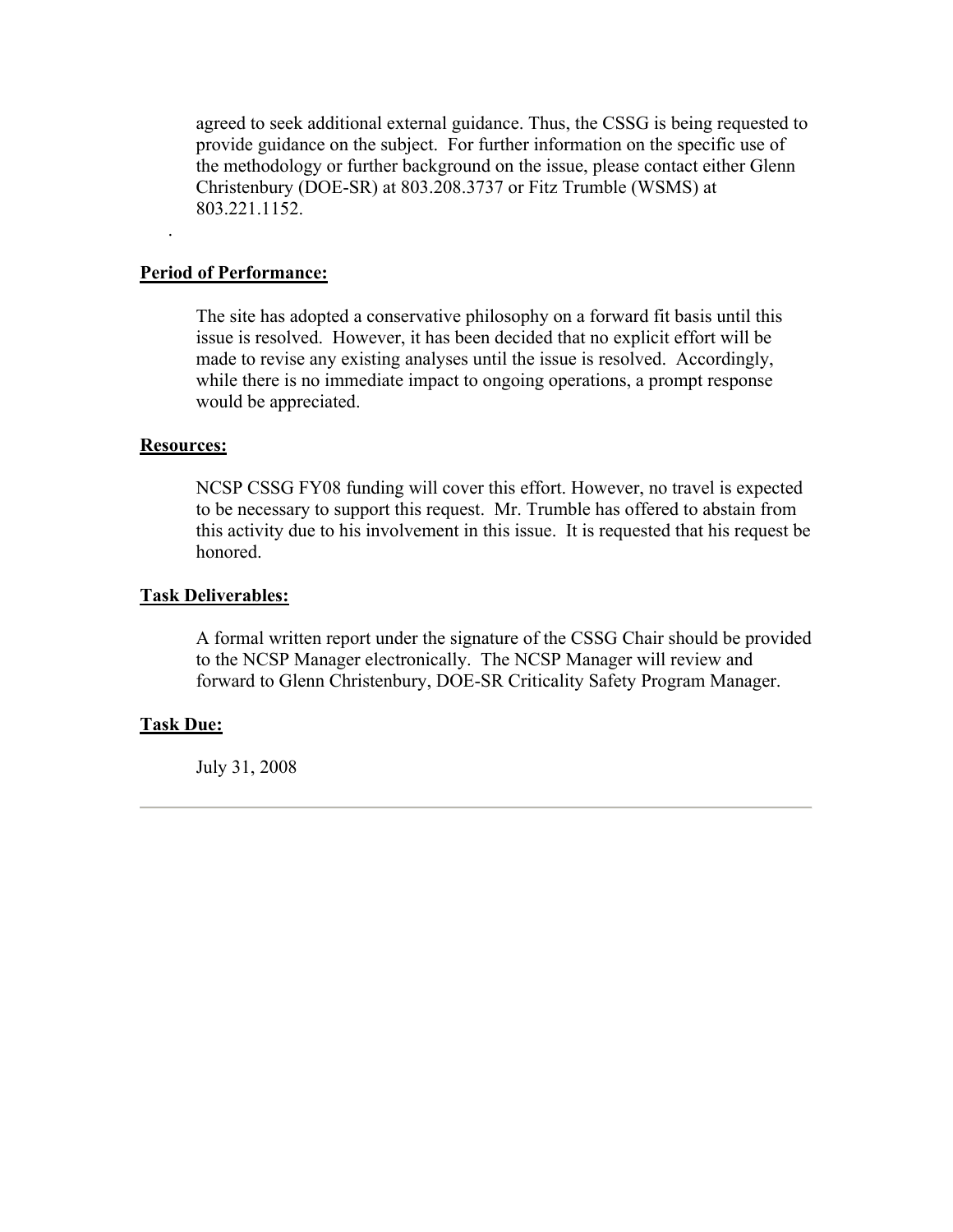agreed to seek additional external guidance. Thus, the CSSG is being requested to provide guidance on the subject. For further information on the specific use of the methodology or further background on the issue, please contact either Glenn Christenbury (DOE-SR) at 803.208.3737 or Fitz Trumble (WSMS) at 803.221.1152.

.

**Period of Performance:**

The site has adopted a conservative philosophy on a forward fit basis until this issue is resolved. However, it has been decided that no explicit effort will be made to revise any existing analyses until the issue is resolved. Accordingly, while there is no immediate impact to ongoing operations, a prompt response would be appreciated.

**Resources:**

NCSP CSSG FY08 funding will cover this effort. However, no travel is expected to be necessary to support this request. Mr. Trumble has offered to abstain from this activity due to his involvement in this issue. It is requested that his request be honored.

**Task Deliverables:**

A formal written report under the signature of the CSSG Chair should be provided to the NCSP Manager electronically. The NCSP Manager will review and forward to Glenn Christenbury, DOE-SR Criticality Safety Program Manager.

**Task Due:**

July 31, 2008

---